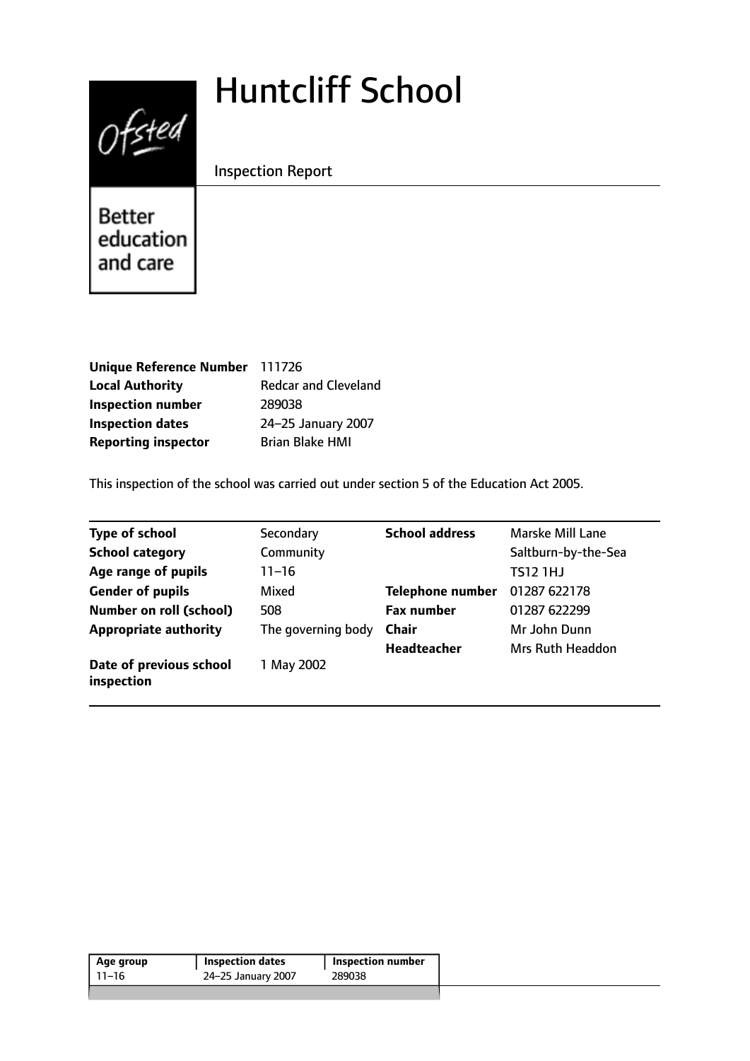# Huntcliff School

Inspection Report

Better education and care

| | |
|---|---|
| **Unique Reference Number** | 111726 |
| **Local Authority** | Redcar and Cleveland |
| **Inspection number** | 289038 |
| **Inspection dates** | 24–25 January 2007 |
| **Reporting inspector** | Brian Blake HMI |

This inspection of the school was carried out under section 5 of the Education Act 2005.

| | | | |
|---|---|---|---|
| **Type of school** | Secondary | **School address** | Marske Mill Lane |
| **School category** | Community | | Saltburn-by-the-Sea |
| **Age range of pupils** | 11–16 | | TS12 1HJ |
| **Gender of pupils** | Mixed | **Telephone number** | 01287 622178 |
| **Number on roll (school)** | 508 | **Fax number** | 01287 622299 |
| **Appropriate authority** | The governing body | **Chair** | Mr John Dunn |
| | | **Headteacher** | Mrs Ruth Headdon |
| **Date of previous school inspection** | 1 May 2002 | | |

| Age group | Inspection dates | Inspection number |
|---|---|---|
| 11–16 | 24–25 January 2007 | 289038 |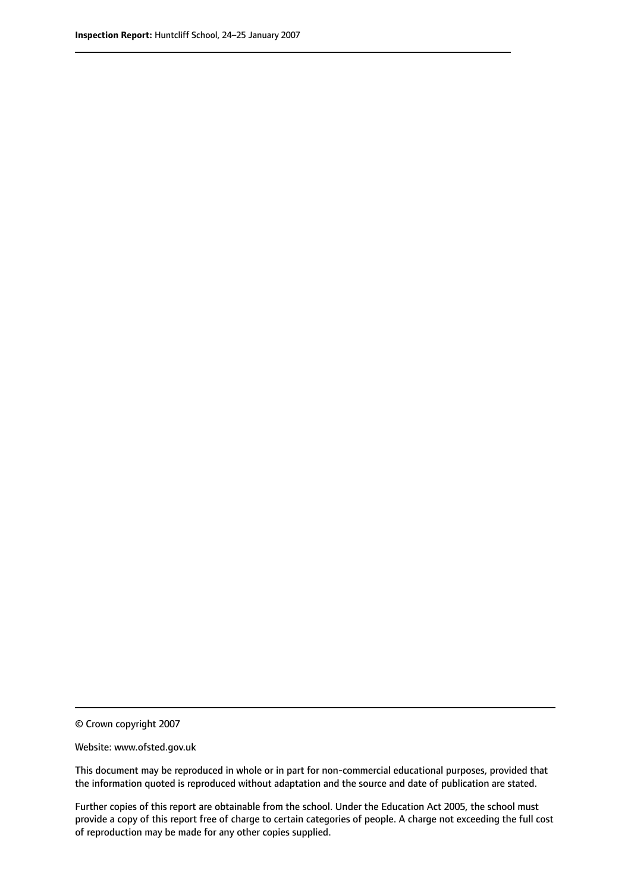© Crown copyright 2007

Website: www.ofsted.gov.uk

This document may be reproduced in whole or in part for non-commercial educational purposes, provided that the information quoted is reproduced without adaptation and the source and date of publication are stated.

Further copies of this report are obtainable from the school. Under the Education Act 2005, the school must provide a copy of this report free of charge to certain categories of people. A charge not exceeding the full cost of reproduction may be made for any other copies supplied.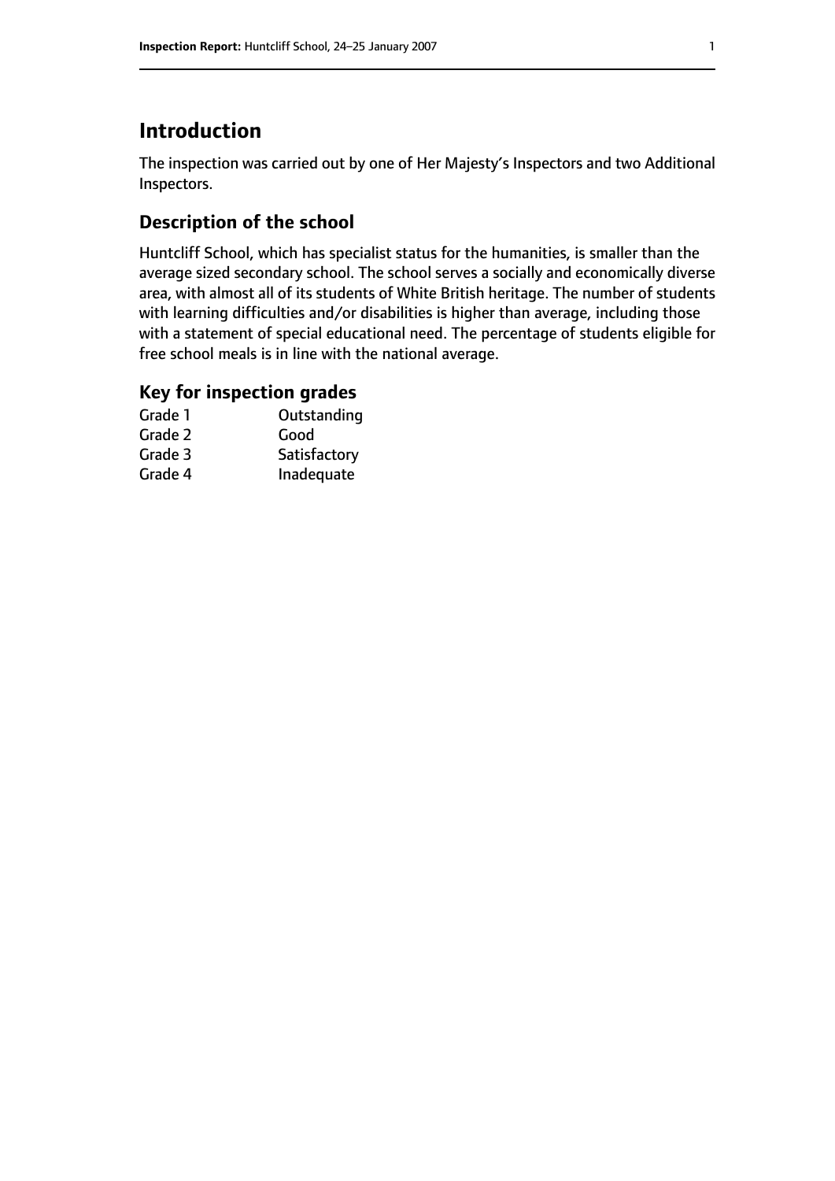# Introduction

The inspection was carried out by one of Her Majesty's Inspectors and two Additional Inspectors.

## Description of the school

Huntcliff School, which has specialist status for the humanities, is smaller than the average sized secondary school. The school serves a socially and economically diverse area, with almost all of its students of White British heritage. The number of students with learning difficulties and/or disabilities is higher than average, including those with a statement of special educational need. The percentage of students eligible for free school meals is in line with the national average.

## Key for inspection grades

| | |
|---|---|
| Grade 1 | Outstanding |
| Grade 2 | Good |
| Grade 3 | Satisfactory |
| Grade 4 | Inadequate |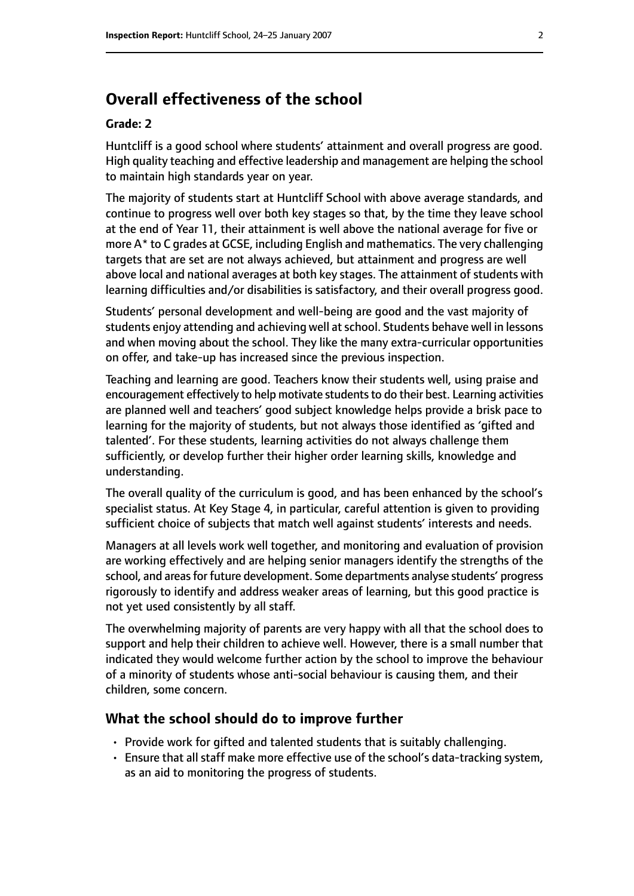## Overall effectiveness of the school

**Grade: 2**

Huntcliff is a good school where students' attainment and overall progress are good. High quality teaching and effective leadership and management are helping the school to maintain high standards year on year.

The majority of students start at Huntcliff School with above average standards, and continue to progress well over both key stages so that, by the time they leave school at the end of Year 11, their attainment is well above the national average for five or more A* to C grades at GCSE, including English and mathematics. The very challenging targets that are set are not always achieved, but attainment and progress are well above local and national averages at both key stages. The attainment of students with learning difficulties and/or disabilities is satisfactory, and their overall progress good.

Students' personal development and well-being are good and the vast majority of students enjoy attending and achieving well at school. Students behave well in lessons and when moving about the school. They like the many extra-curricular opportunities on offer, and take-up has increased since the previous inspection.

Teaching and learning are good. Teachers know their students well, using praise and encouragement effectively to help motivate students to do their best. Learning activities are planned well and teachers' good subject knowledge helps provide a brisk pace to learning for the majority of students, but not always those identified as 'gifted and talented'. For these students, learning activities do not always challenge them sufficiently, or develop further their higher order learning skills, knowledge and understanding.

The overall quality of the curriculum is good, and has been enhanced by the school's specialist status. At Key Stage 4, in particular, careful attention is given to providing sufficient choice of subjects that match well against students' interests and needs.

Managers at all levels work well together, and monitoring and evaluation of provision are working effectively and are helping senior managers identify the strengths of the school, and areas for future development. Some departments analyse students' progress rigorously to identify and address weaker areas of learning, but this good practice is not yet used consistently by all staff.

The overwhelming majority of parents are very happy with all that the school does to support and help their children to achieve well. However, there is a small number that indicated they would welcome further action by the school to improve the behaviour of a minority of students whose anti-social behaviour is causing them, and their children, some concern.

### What the school should do to improve further

- Provide work for gifted and talented students that is suitably challenging.
- Ensure that all staff make more effective use of the school's data-tracking system, as an aid to monitoring the progress of students.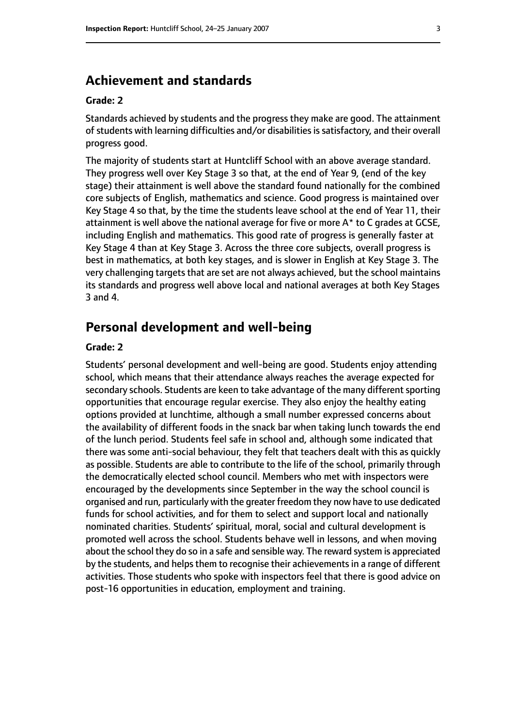## Achievement and standards

### Grade: 2

Standards achieved by students and the progress they make are good. The attainment of students with learning difficulties and/or disabilities is satisfactory, and their overall progress good.

The majority of students start at Huntcliff School with an above average standard. They progress well over Key Stage 3 so that, at the end of Year 9, (end of the key stage) their attainment is well above the standard found nationally for the combined core subjects of English, mathematics and science. Good progress is maintained over Key Stage 4 so that, by the time the students leave school at the end of Year 11, their attainment is well above the national average for five or more A* to C grades at GCSE, including English and mathematics. This good rate of progress is generally faster at Key Stage 4 than at Key Stage 3. Across the three core subjects, overall progress is best in mathematics, at both key stages, and is slower in English at Key Stage 3. The very challenging targets that are set are not always achieved, but the school maintains its standards and progress well above local and national averages at both Key Stages 3 and 4.

## Personal development and well-being

### Grade: 2

Students' personal development and well-being are good. Students enjoy attending school, which means that their attendance always reaches the average expected for secondary schools. Students are keen to take advantage of the many different sporting opportunities that encourage regular exercise. They also enjoy the healthy eating options provided at lunchtime, although a small number expressed concerns about the availability of different foods in the snack bar when taking lunch towards the end of the lunch period. Students feel safe in school and, although some indicated that there was some anti-social behaviour, they felt that teachers dealt with this as quickly as possible. Students are able to contribute to the life of the school, primarily through the democratically elected school council. Members who met with inspectors were encouraged by the developments since September in the way the school council is organised and run, particularly with the greater freedom they now have to use dedicated funds for school activities, and for them to select and support local and nationally nominated charities. Students' spiritual, moral, social and cultural development is promoted well across the school. Students behave well in lessons, and when moving about the school they do so in a safe and sensible way. The reward system is appreciated by the students, and helps them to recognise their achievements in a range of different activities. Those students who spoke with inspectors feel that there is good advice on post-16 opportunities in education, employment and training.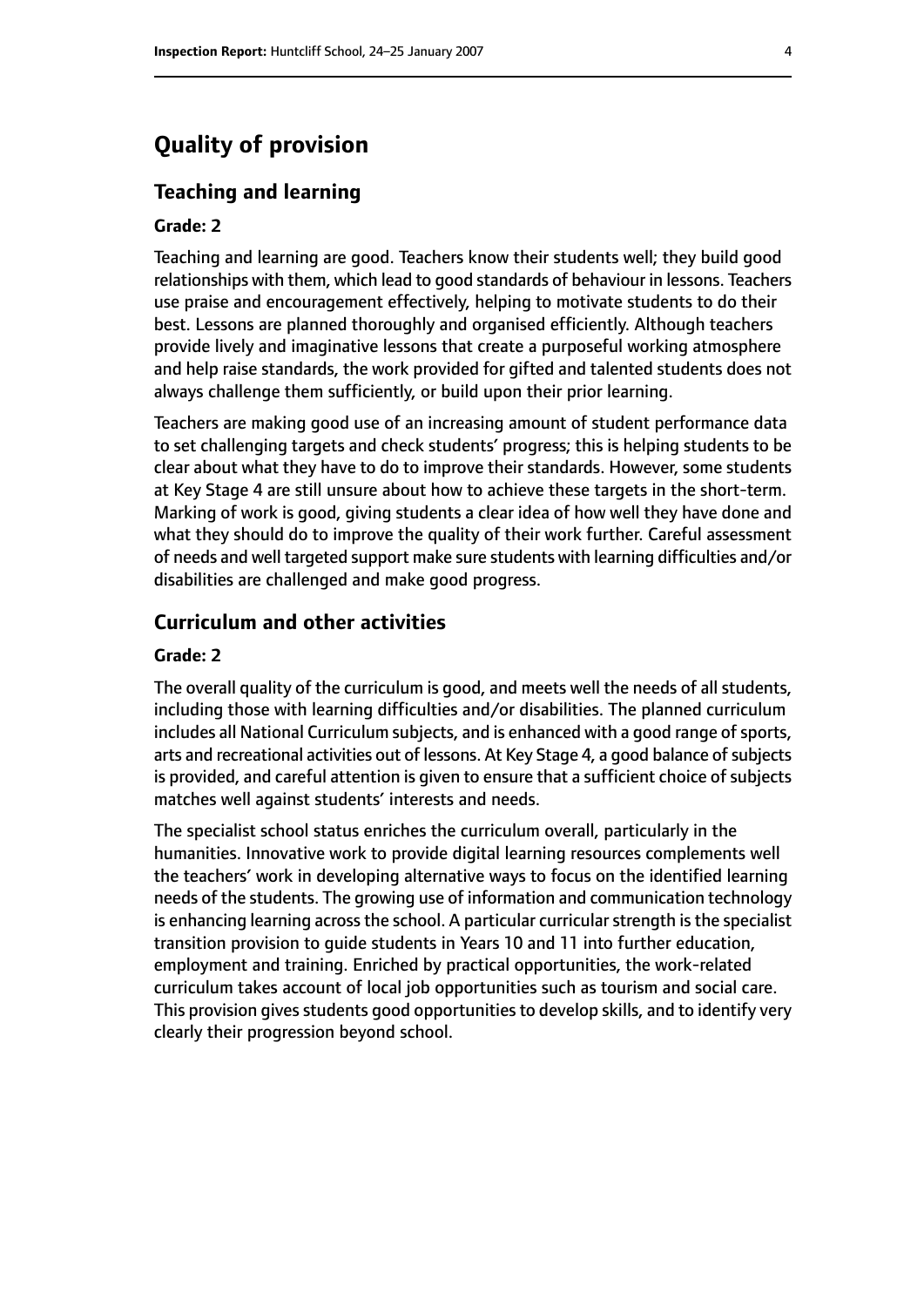# Quality of provision

## Teaching and learning

**Grade: 2**

Teaching and learning are good. Teachers know their students well; they build good relationships with them, which lead to good standards of behaviour in lessons. Teachers use praise and encouragement effectively, helping to motivate students to do their best. Lessons are planned thoroughly and organised efficiently. Although teachers provide lively and imaginative lessons that create a purposeful working atmosphere and help raise standards, the work provided for gifted and talented students does not always challenge them sufficiently, or build upon their prior learning.

Teachers are making good use of an increasing amount of student performance data to set challenging targets and check students' progress; this is helping students to be clear about what they have to do to improve their standards. However, some students at Key Stage 4 are still unsure about how to achieve these targets in the short-term. Marking of work is good, giving students a clear idea of how well they have done and what they should do to improve the quality of their work further. Careful assessment of needs and well targeted support make sure students with learning difficulties and/or disabilities are challenged and make good progress.

## Curriculum and other activities

**Grade: 2**

The overall quality of the curriculum is good, and meets well the needs of all students, including those with learning difficulties and/or disabilities. The planned curriculum includes all National Curriculum subjects, and is enhanced with a good range of sports, arts and recreational activities out of lessons. At Key Stage 4, a good balance of subjects is provided, and careful attention is given to ensure that a sufficient choice of subjects matches well against students' interests and needs.

The specialist school status enriches the curriculum overall, particularly in the humanities. Innovative work to provide digital learning resources complements well the teachers' work in developing alternative ways to focus on the identified learning needs of the students. The growing use of information and communication technology is enhancing learning across the school. A particular curricular strength is the specialist transition provision to guide students in Years 10 and 11 into further education, employment and training. Enriched by practical opportunities, the work-related curriculum takes account of local job opportunities such as tourism and social care. This provision gives students good opportunities to develop skills, and to identify very clearly their progression beyond school.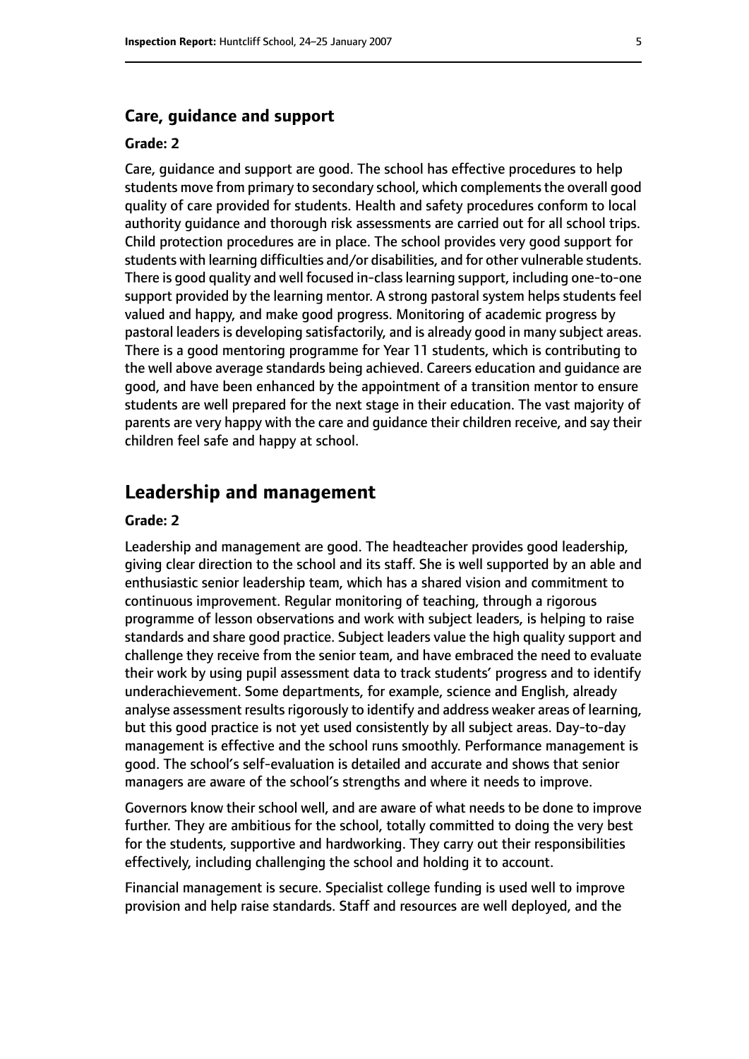### Care, guidance and support

#### Grade: 2

Care, guidance and support are good. The school has effective procedures to help students move from primary to secondary school, which complements the overall good quality of care provided for students. Health and safety procedures conform to local authority guidance and thorough risk assessments are carried out for all school trips. Child protection procedures are in place. The school provides very good support for students with learning difficulties and/or disabilities, and for other vulnerable students. There is good quality and well focused in-class learning support, including one-to-one support provided by the learning mentor. A strong pastoral system helps students feel valued and happy, and make good progress. Monitoring of academic progress by pastoral leaders is developing satisfactorily, and is already good in many subject areas. There is a good mentoring programme for Year 11 students, which is contributing to the well above average standards being achieved. Careers education and guidance are good, and have been enhanced by the appointment of a transition mentor to ensure students are well prepared for the next stage in their education. The vast majority of parents are very happy with the care and guidance their children receive, and say their children feel safe and happy at school.

## Leadership and management

#### Grade: 2

Leadership and management are good. The headteacher provides good leadership, giving clear direction to the school and its staff. She is well supported by an able and enthusiastic senior leadership team, which has a shared vision and commitment to continuous improvement. Regular monitoring of teaching, through a rigorous programme of lesson observations and work with subject leaders, is helping to raise standards and share good practice. Subject leaders value the high quality support and challenge they receive from the senior team, and have embraced the need to evaluate their work by using pupil assessment data to track students' progress and to identify underachievement. Some departments, for example, science and English, already analyse assessment results rigorously to identify and address weaker areas of learning, but this good practice is not yet used consistently by all subject areas. Day-to-day management is effective and the school runs smoothly. Performance management is good. The school's self-evaluation is detailed and accurate and shows that senior managers are aware of the school's strengths and where it needs to improve.

Governors know their school well, and are aware of what needs to be done to improve further. They are ambitious for the school, totally committed to doing the very best for the students, supportive and hardworking. They carry out their responsibilities effectively, including challenging the school and holding it to account.

Financial management is secure. Specialist college funding is used well to improve provision and help raise standards. Staff and resources are well deployed, and the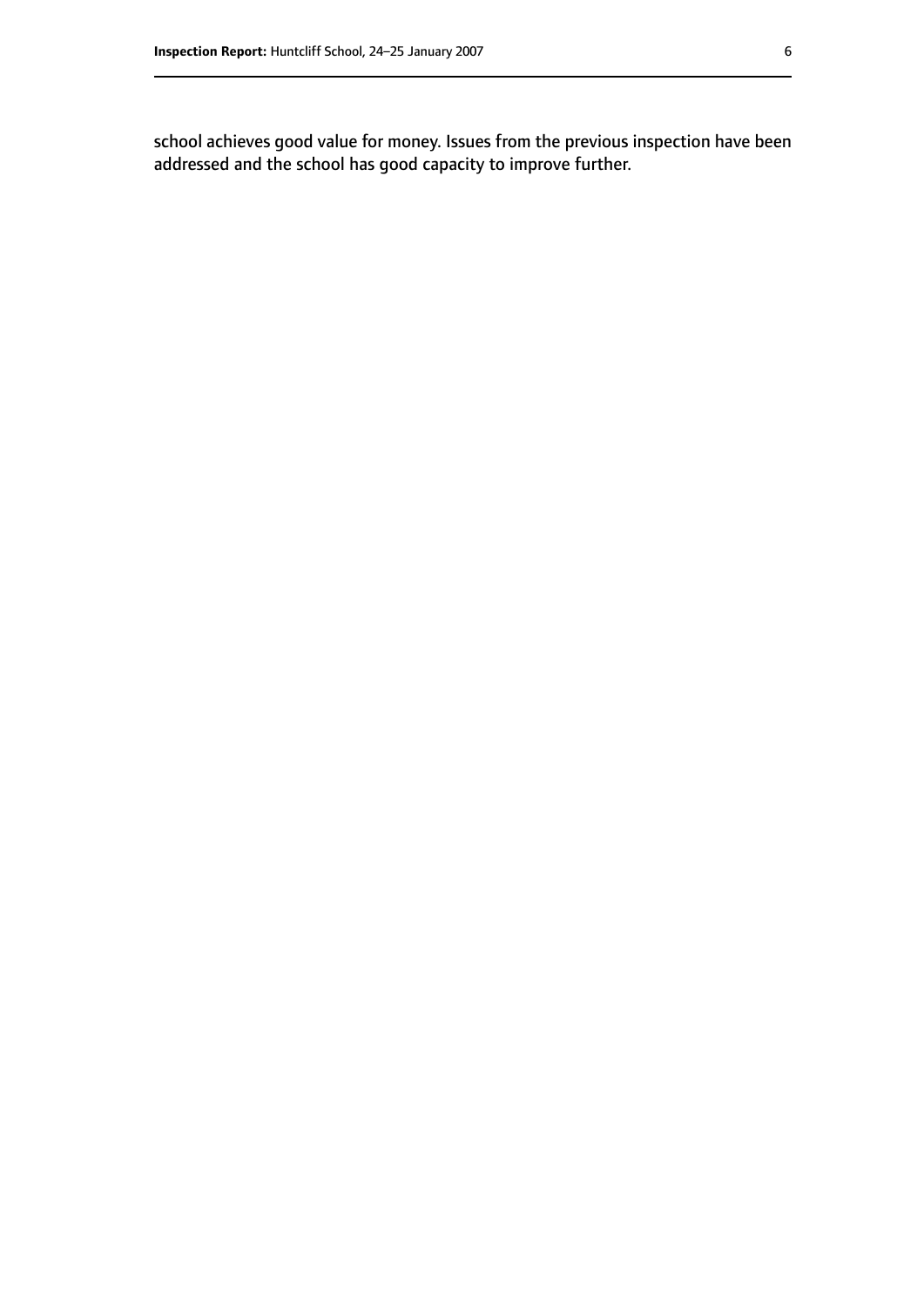school achieves good value for money. Issues from the previous inspection have been addressed and the school has good capacity to improve further.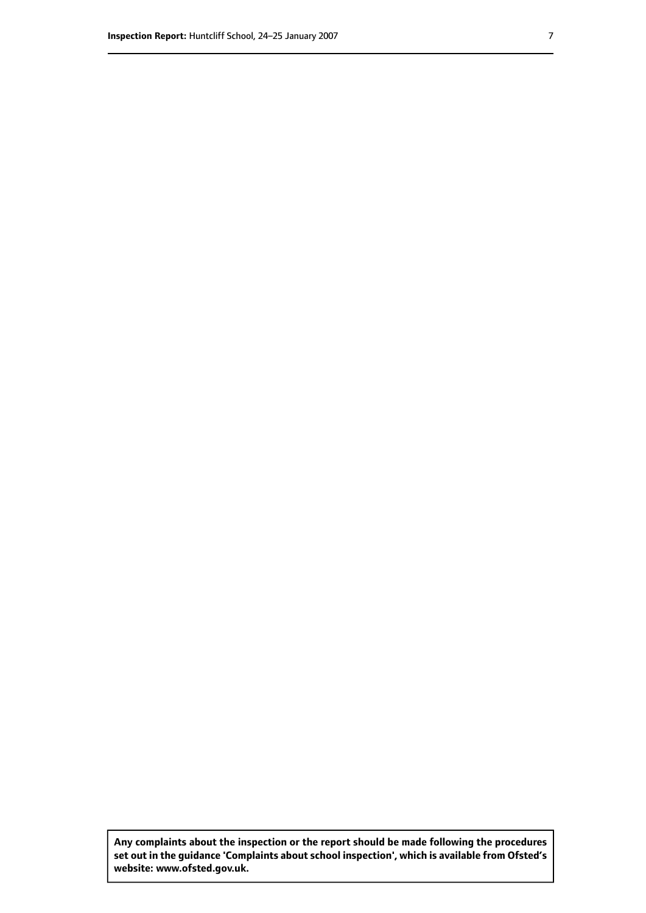**Any complaints about the inspection or the report should be made following the procedures set out in the guidance 'Complaints about school inspection', which is available from Ofsted's website: www.ofsted.gov.uk.**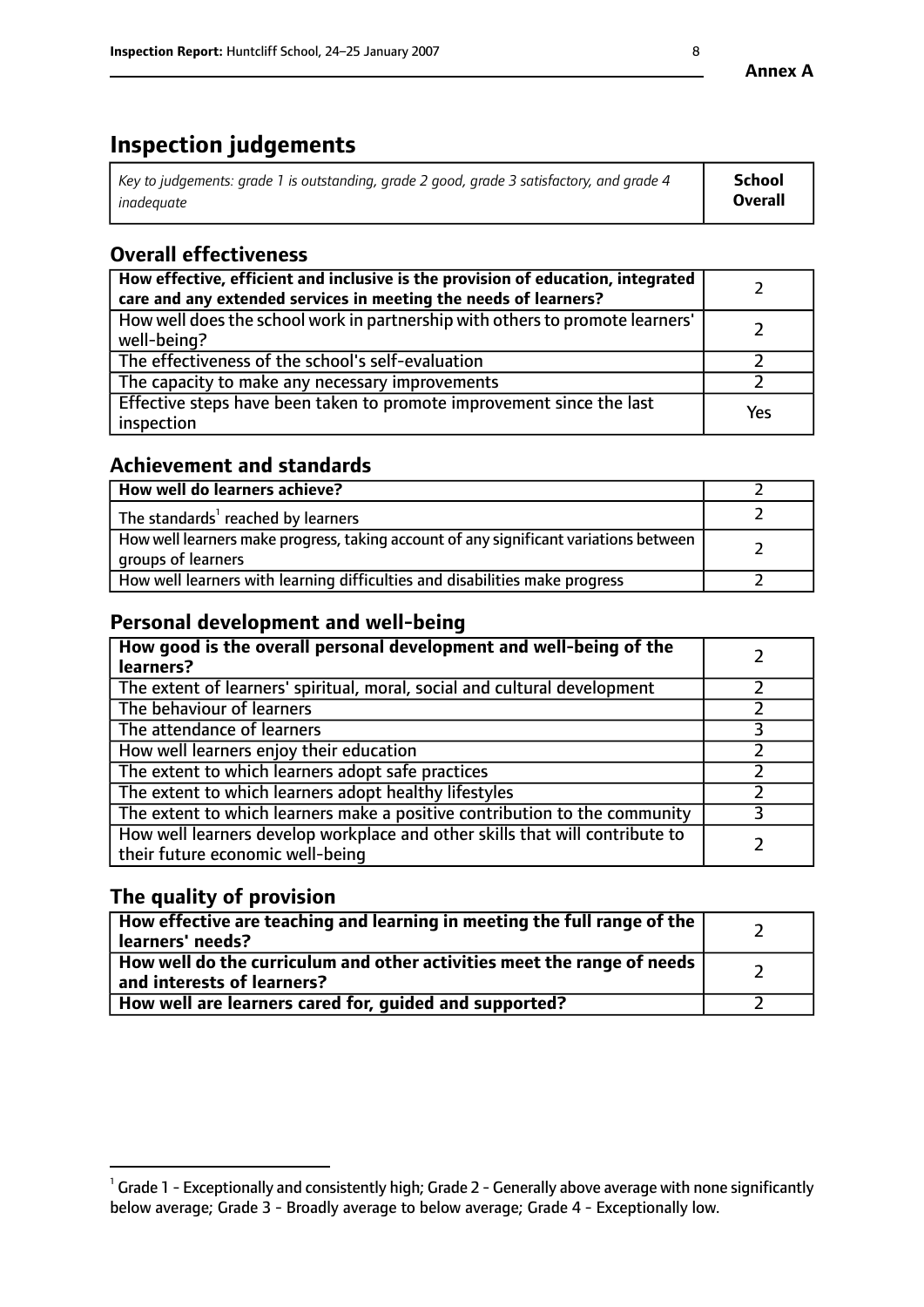**Annex A**

# Inspection judgements

| *Key to judgements: grade 1 is outstanding, grade 2 good, grade 3 satisfactory, and grade 4 inadequate* | **School Overall** |
|---|---|

## Overall effectiveness

| | |
|---|---|
| **How effective, efficient and inclusive is the provision of education, integrated care and any extended services in meeting the needs of learners?** | 2 |
| How well does the school work in partnership with others to promote learners' well-being? | 2 |
| The effectiveness of the school's self-evaluation | 2 |
| The capacity to make any necessary improvements | 2 |
| Effective steps have been taken to promote improvement since the last inspection | Yes |

## Achievement and standards

| | |
|---|---|
| **How well do learners achieve?** | 2 |
| The standards[1] reached by learners | 2 |
| How well learners make progress, taking account of any significant variations between groups of learners | 2 |
| How well learners with learning difficulties and disabilities make progress | 2 |

## Personal development and well-being

| | |
|---|---|
| **How good is the overall personal development and well-being of the learners?** | 2 |
| The extent of learners' spiritual, moral, social and cultural development | 2 |
| The behaviour of learners | 2 |
| The attendance of learners | 3 |
| How well learners enjoy their education | 2 |
| The extent to which learners adopt safe practices | 2 |
| The extent to which learners adopt healthy lifestyles | 2 |
| The extent to which learners make a positive contribution to the community | 3 |
| How well learners develop workplace and other skills that will contribute to their future economic well-being | 2 |

## The quality of provision

| | |
|---|---|
| **How effective are teaching and learning in meeting the full range of the learners' needs?** | 2 |
| **How well do the curriculum and other activities meet the range of needs and interests of learners?** | 2 |
| **How well are learners cared for, guided and supported?** | 2 |

[1] Grade 1 - Exceptionally and consistently high; Grade 2 - Generally above average with none significantly below average; Grade 3 - Broadly average to below average; Grade 4 - Exceptionally low.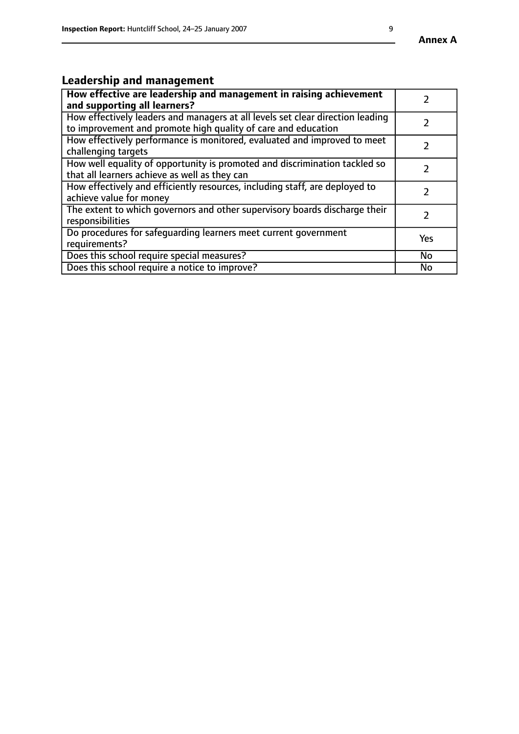## Leadership and management

| **How effective are leadership and management in raising achievement and supporting all learners?** | 2 |
|---|---|
| How effectively leaders and managers at all levels set clear direction leading to improvement and promote high quality of care and education | 2 |
| How effectively performance is monitored, evaluated and improved to meet challenging targets | 2 |
| How well equality of opportunity is promoted and discrimination tackled so that all learners achieve as well as they can | 2 |
| How effectively and efficiently resources, including staff, are deployed to achieve value for money | 2 |
| The extent to which governors and other supervisory boards discharge their responsibilities | 2 |
| Do procedures for safeguarding learners meet current government requirements? | Yes |
| Does this school require special measures? | No |
| Does this school require a notice to improve? | No |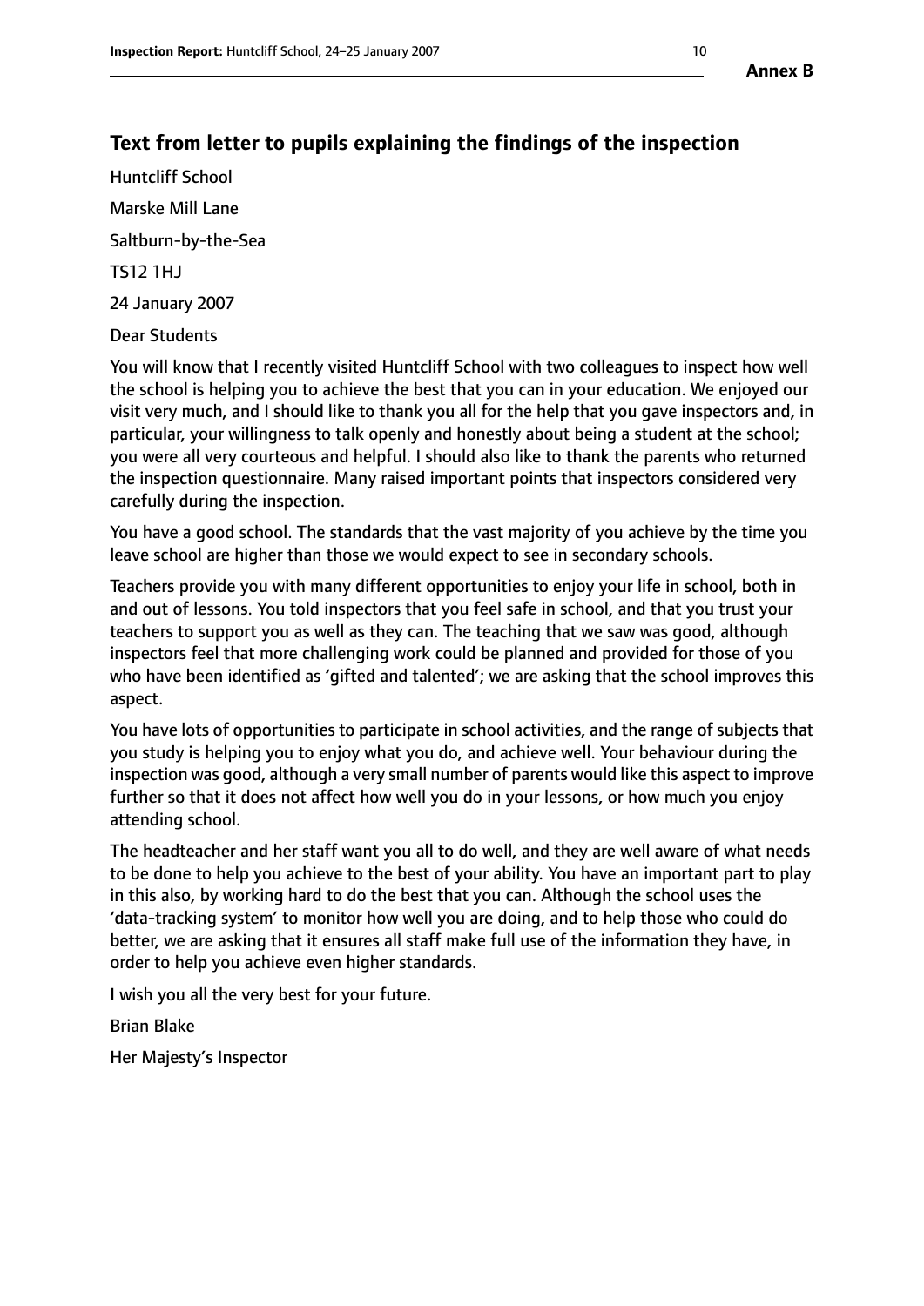## Text from letter to pupils explaining the findings of the inspection

Huntcliff School

Marske Mill Lane

Saltburn-by-the-Sea

TS12 1HJ

24 January 2007

Dear Students

You will know that I recently visited Huntcliff School with two colleagues to inspect how well the school is helping you to achieve the best that you can in your education. We enjoyed our visit very much, and I should like to thank you all for the help that you gave inspectors and, in particular, your willingness to talk openly and honestly about being a student at the school; you were all very courteous and helpful. I should also like to thank the parents who returned the inspection questionnaire. Many raised important points that inspectors considered very carefully during the inspection.

You have a good school. The standards that the vast majority of you achieve by the time you leave school are higher than those we would expect to see in secondary schools.

Teachers provide you with many different opportunities to enjoy your life in school, both in and out of lessons. You told inspectors that you feel safe in school, and that you trust your teachers to support you as well as they can. The teaching that we saw was good, although inspectors feel that more challenging work could be planned and provided for those of you who have been identified as 'gifted and talented'; we are asking that the school improves this aspect.

You have lots of opportunities to participate in school activities, and the range of subjects that you study is helping you to enjoy what you do, and achieve well. Your behaviour during the inspection was good, although a very small number of parents would like this aspect to improve further so that it does not affect how well you do in your lessons, or how much you enjoy attending school.

The headteacher and her staff want you all to do well, and they are well aware of what needs to be done to help you achieve to the best of your ability. You have an important part to play in this also, by working hard to do the best that you can. Although the school uses the 'data-tracking system' to monitor how well you are doing, and to help those who could do better, we are asking that it ensures all staff make full use of the information they have, in order to help you achieve even higher standards.

I wish you all the very best for your future.

Brian Blake

Her Majesty's Inspector